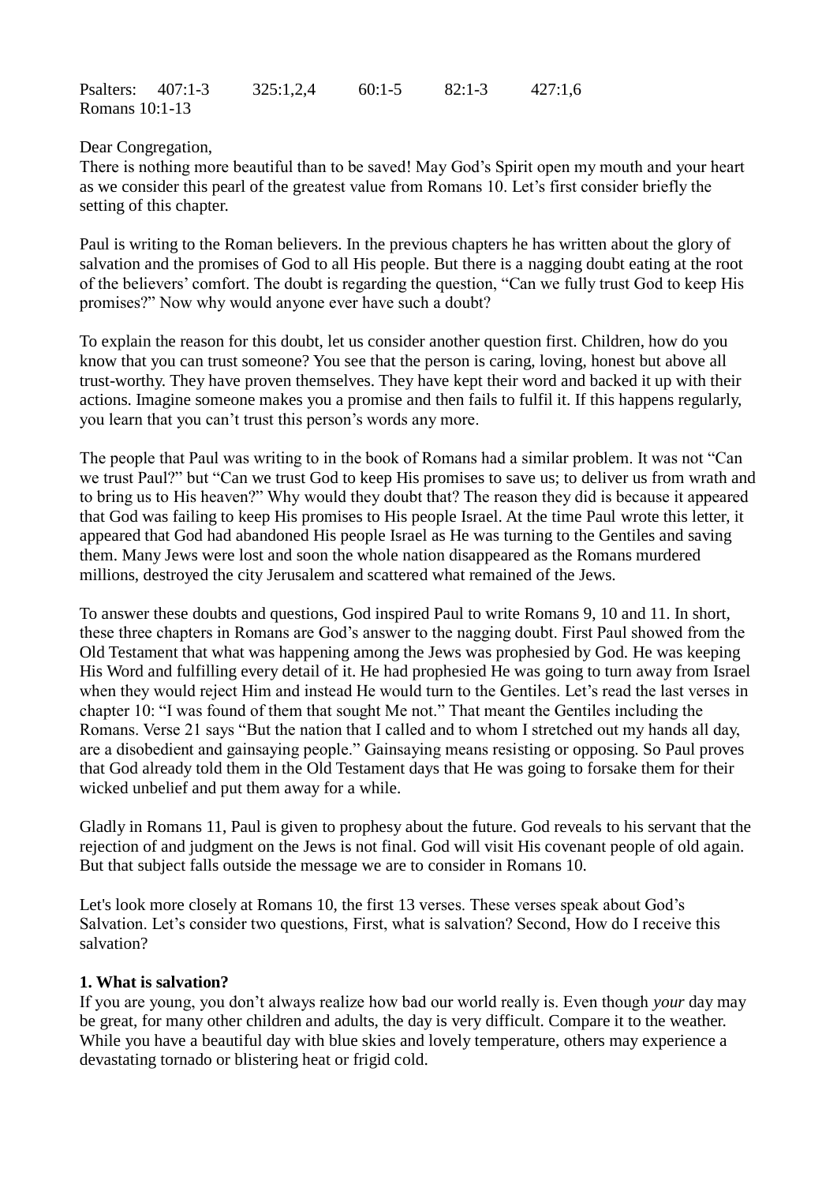Psalters: 407:1-3 325:1,2,4 60:1-5 82:1-3 427:1,6
Romans 10:1-13

Dear Congregation,
There is nothing more beautiful than to be saved! May God's Spirit open my mouth and your heart as we consider this pearl of the greatest value from Romans 10. Let's first consider briefly the setting of this chapter.

Paul is writing to the Roman believers. In the previous chapters he has written about the glory of salvation and the promises of God to all His people. But there is a nagging doubt eating at the root of the believers' comfort. The doubt is regarding the question, "Can we fully trust God to keep His promises?" Now why would anyone ever have such a doubt?

To explain the reason for this doubt, let us consider another question first. Children, how do you know that you can trust someone? You see that the person is caring, loving, honest but above all trust-worthy. They have proven themselves. They have kept their word and backed it up with their actions. Imagine someone makes you a promise and then fails to fulfil it. If this happens regularly, you learn that you can't trust this person's words any more.

The people that Paul was writing to in the book of Romans had a similar problem. It was not "Can we trust Paul?" but "Can we trust God to keep His promises to save us; to deliver us from wrath and to bring us to His heaven?" Why would they doubt that? The reason they did is because it appeared that God was failing to keep His promises to His people Israel. At the time Paul wrote this letter, it appeared that God had abandoned His people Israel as He was turning to the Gentiles and saving them. Many Jews were lost and soon the whole nation disappeared as the Romans murdered millions, destroyed the city Jerusalem and scattered what remained of the Jews.

To answer these doubts and questions, God inspired Paul to write Romans 9, 10 and 11. In short, these three chapters in Romans are God's answer to the nagging doubt. First Paul showed from the Old Testament that what was happening among the Jews was prophesied by God. He was keeping His Word and fulfilling every detail of it. He had prophesied He was going to turn away from Israel when they would reject Him and instead He would turn to the Gentiles. Let's read the last verses in chapter 10: "I was found of them that sought Me not." That meant the Gentiles including the Romans. Verse 21 says "But the nation that I called and to whom I stretched out my hands all day, are a disobedient and gainsaying people." Gainsaying means resisting or opposing. So Paul proves that God already told them in the Old Testament days that He was going to forsake them for their wicked unbelief and put them away for a while.

Gladly in Romans 11, Paul is given to prophesy about the future. God reveals to his servant that the rejection of and judgment on the Jews is not final. God will visit His covenant people of old again. But that subject falls outside the message we are to consider in Romans 10.

Let's look more closely at Romans 10, the first 13 verses. These verses speak about God's Salvation. Let's consider two questions, First, what is salvation? Second, How do I receive this salvation?

**1. What is salvation?**

If you are young, you don't always realize how bad our world really is. Even though *your* day may be great, for many other children and adults, the day is very difficult. Compare it to the weather. While you have a beautiful day with blue skies and lovely temperature, others may experience a devastating tornado or blistering heat or frigid cold.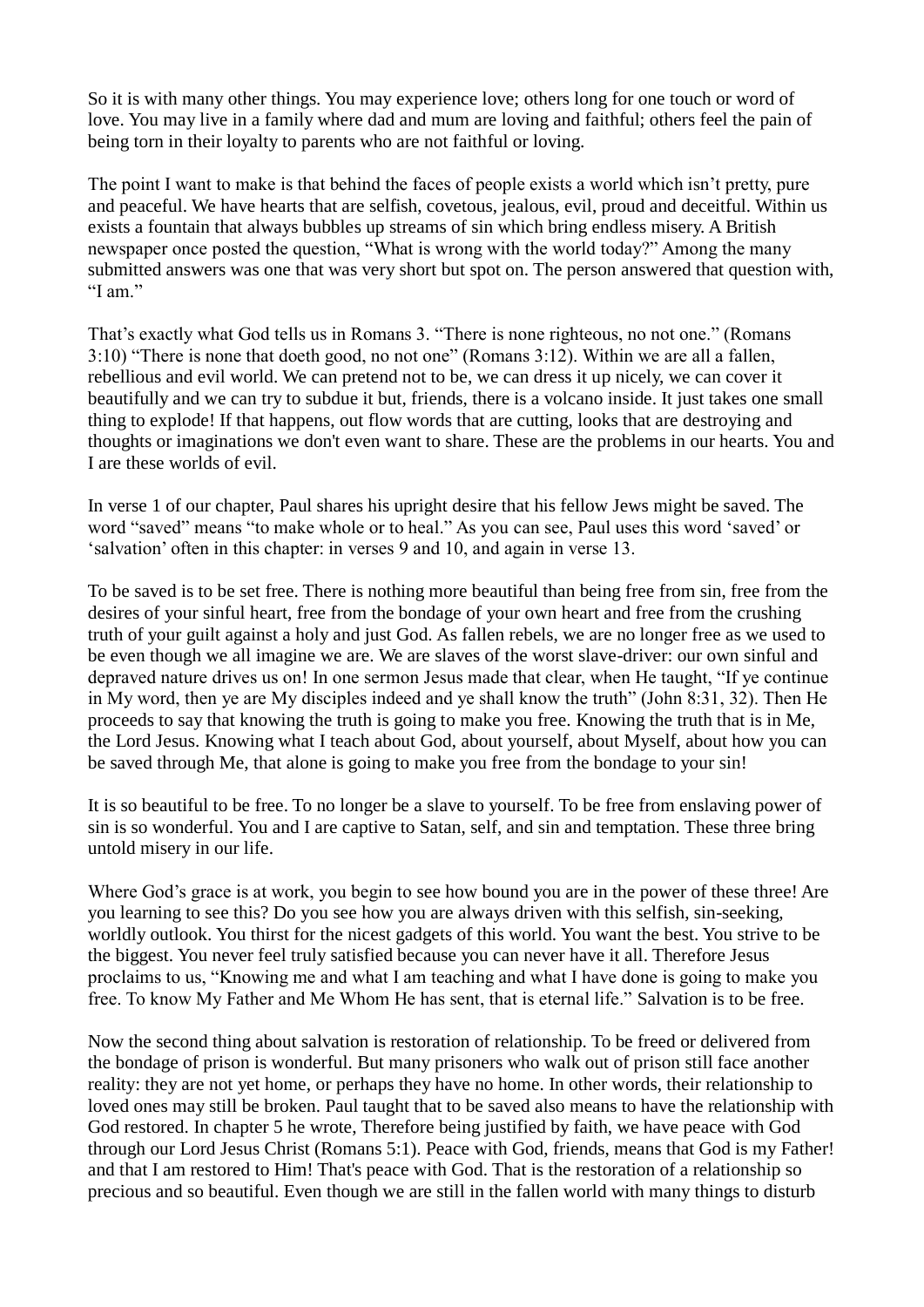So it is with many other things. You may experience love; others long for one touch or word of love. You may live in a family where dad and mum are loving and faithful; others feel the pain of being torn in their loyalty to parents who are not faithful or loving.

The point I want to make is that behind the faces of people exists a world which isn't pretty, pure and peaceful. We have hearts that are selfish, covetous, jealous, evil, proud and deceitful. Within us exists a fountain that always bubbles up streams of sin which bring endless misery. A British newspaper once posted the question, "What is wrong with the world today?" Among the many submitted answers was one that was very short but spot on. The person answered that question with, "I am."

That's exactly what God tells us in Romans 3. "There is none righteous, no not one." (Romans 3:10) "There is none that doeth good, no not one" (Romans 3:12). Within we are all a fallen, rebellious and evil world. We can pretend not to be, we can dress it up nicely, we can cover it beautifully and we can try to subdue it but, friends, there is a volcano inside. It just takes one small thing to explode! If that happens, out flow words that are cutting, looks that are destroying and thoughts or imaginations we don't even want to share. These are the problems in our hearts. You and I are these worlds of evil.

In verse 1 of our chapter, Paul shares his upright desire that his fellow Jews might be saved. The word "saved" means "to make whole or to heal." As you can see, Paul uses this word 'saved' or 'salvation' often in this chapter: in verses 9 and 10, and again in verse 13.

To be saved is to be set free. There is nothing more beautiful than being free from sin, free from the desires of your sinful heart, free from the bondage of your own heart and free from the crushing truth of your guilt against a holy and just God. As fallen rebels, we are no longer free as we used to be even though we all imagine we are. We are slaves of the worst slave-driver: our own sinful and depraved nature drives us on! In one sermon Jesus made that clear, when He taught, "If ye continue in My word, then ye are My disciples indeed and ye shall know the truth" (John 8:31, 32). Then He proceeds to say that knowing the truth is going to make you free. Knowing the truth that is in Me, the Lord Jesus. Knowing what I teach about God, about yourself, about Myself, about how you can be saved through Me, that alone is going to make you free from the bondage to your sin!

It is so beautiful to be free. To no longer be a slave to yourself. To be free from enslaving power of sin is so wonderful. You and I are captive to Satan, self, and sin and temptation. These three bring untold misery in our life.

Where God's grace is at work, you begin to see how bound you are in the power of these three! Are you learning to see this? Do you see how you are always driven with this selfish, sin-seeking, worldly outlook. You thirst for the nicest gadgets of this world. You want the best. You strive to be the biggest. You never feel truly satisfied because you can never have it all. Therefore Jesus proclaims to us, "Knowing me and what I am teaching and what I have done is going to make you free. To know My Father and Me Whom He has sent, that is eternal life." Salvation is to be free.

Now the second thing about salvation is restoration of relationship. To be freed or delivered from the bondage of prison is wonderful. But many prisoners who walk out of prison still face another reality: they are not yet home, or perhaps they have no home. In other words, their relationship to loved ones may still be broken. Paul taught that to be saved also means to have the relationship with God restored. In chapter 5 he wrote, Therefore being justified by faith, we have peace with God through our Lord Jesus Christ (Romans 5:1). Peace with God, friends, means that God is my Father! and that I am restored to Him! That's peace with God. That is the restoration of a relationship so precious and so beautiful. Even though we are still in the fallen world with many things to disturb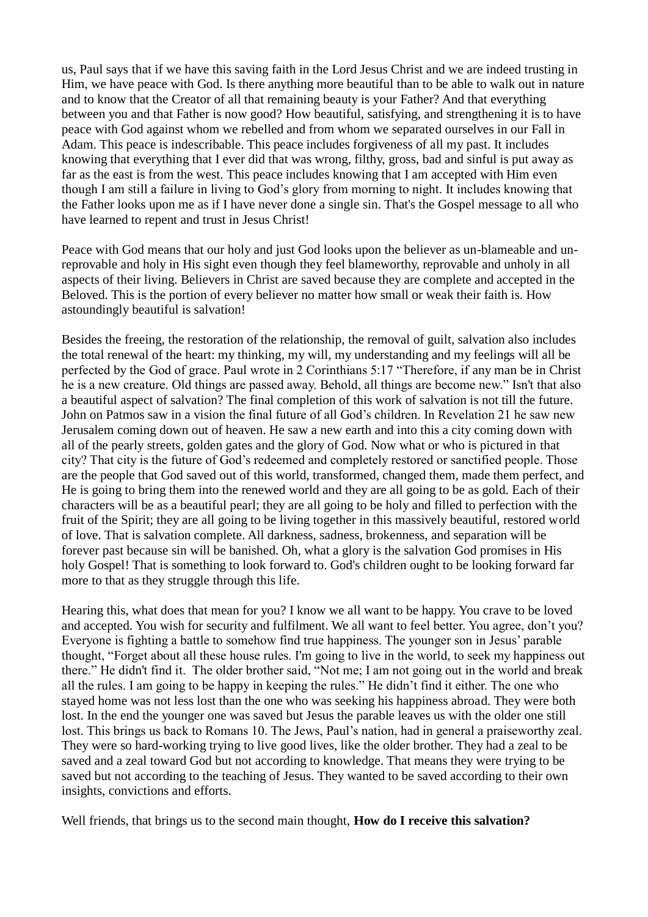us, Paul says that if we have this saving faith in the Lord Jesus Christ and we are indeed trusting in Him, we have peace with God. Is there anything more beautiful than to be able to walk out in nature and to know that the Creator of all that remaining beauty is your Father? And that everything between you and that Father is now good? How beautiful, satisfying, and strengthening it is to have peace with God against whom we rebelled and from whom we separated ourselves in our Fall in Adam. This peace is indescribable. This peace includes forgiveness of all my past. It includes knowing that everything that I ever did that was wrong, filthy, gross, bad and sinful is put away as far as the east is from the west. This peace includes knowing that I am accepted with Him even though I am still a failure in living to God's glory from morning to night. It includes knowing that the Father looks upon me as if I have never done a single sin. That's the Gospel message to all who have learned to repent and trust in Jesus Christ!

Peace with God means that our holy and just God looks upon the believer as un-blameable and un-reprovable and holy in His sight even though they feel blameworthy, reprovable and unholy in all aspects of their living. Believers in Christ are saved because they are complete and accepted in the Beloved. This is the portion of every believer no matter how small or weak their faith is. How astoundingly beautiful is salvation!

Besides the freeing, the restoration of the relationship, the removal of guilt, salvation also includes the total renewal of the heart: my thinking, my will, my understanding and my feelings will all be perfected by the God of grace. Paul wrote in 2 Corinthians 5:17 "Therefore, if any man be in Christ he is a new creature. Old things are passed away. Behold, all things are become new." Isn't that also a beautiful aspect of salvation? The final completion of this work of salvation is not till the future. John on Patmos saw in a vision the final future of all God's children. In Revelation 21 he saw new Jerusalem coming down out of heaven. He saw a new earth and into this a city coming down with all of the pearly streets, golden gates and the glory of God. Now what or who is pictured in that city? That city is the future of God's redeemed and completely restored or sanctified people. Those are the people that God saved out of this world, transformed, changed them, made them perfect, and He is going to bring them into the renewed world and they are all going to be as gold. Each of their characters will be as a beautiful pearl; they are all going to be holy and filled to perfection with the fruit of the Spirit; they are all going to be living together in this massively beautiful, restored world of love. That is salvation complete. All darkness, sadness, brokenness, and separation will be forever past because sin will be banished. Oh, what a glory is the salvation God promises in His holy Gospel! That is something to look forward to. God's children ought to be looking forward far more to that as they struggle through this life.

Hearing this, what does that mean for you? I know we all want to be happy. You crave to be loved and accepted. You wish for security and fulfilment. We all want to feel better. You agree, don't you? Everyone is fighting a battle to somehow find true happiness. The younger son in Jesus' parable thought, "Forget about all these house rules. I'm going to live in the world, to seek my happiness out there." He didn't find it. The older brother said, "Not me; I am not going out in the world and break all the rules. I am going to be happy in keeping the rules." He didn't find it either. The one who stayed home was not less lost than the one who was seeking his happiness abroad. They were both lost. In the end the younger one was saved but Jesus the parable leaves us with the older one still lost. This brings us back to Romans 10. The Jews, Paul's nation, had in general a praiseworthy zeal. They were so hard-working trying to live good lives, like the older brother. They had a zeal to be saved and a zeal toward God but not according to knowledge. That means they were trying to be saved but not according to the teaching of Jesus. They wanted to be saved according to their own insights, convictions and efforts.

Well friends, that brings us to the second main thought, **How do I receive this salvation?**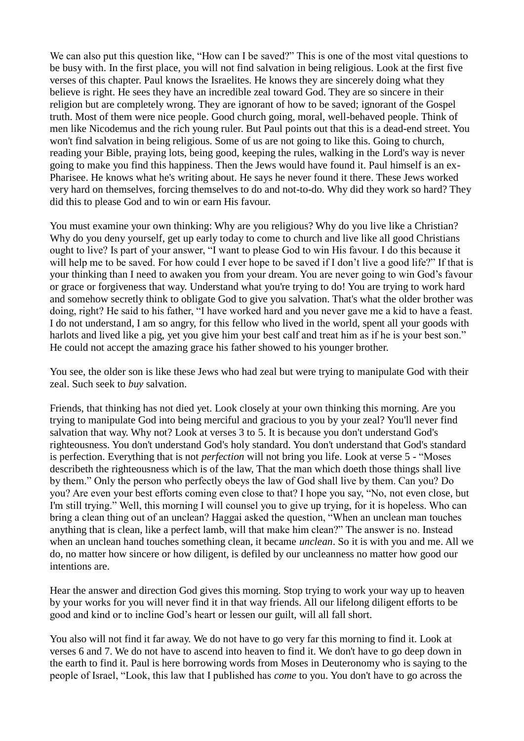We can also put this question like, "How can I be saved?" This is one of the most vital questions to be busy with. In the first place, you will not find salvation in being religious. Look at the first five verses of this chapter. Paul knows the Israelites. He knows they are sincerely doing what they believe is right. He sees they have an incredible zeal toward God. They are so sincere in their religion but are completely wrong. They are ignorant of how to be saved; ignorant of the Gospel truth. Most of them were nice people. Good church going, moral, well-behaved people. Think of men like Nicodemus and the rich young ruler. But Paul points out that this is a dead-end street. You won't find salvation in being religious. Some of us are not going to like this. Going to church, reading your Bible, praying lots, being good, keeping the rules, walking in the Lord's way is never going to make you find this happiness. Then the Jews would have found it. Paul himself is an ex-Pharisee. He knows what he's writing about. He says he never found it there. These Jews worked very hard on themselves, forcing themselves to do and not-to-do. Why did they work so hard? They did this to please God and to win or earn His favour.

You must examine your own thinking: Why are you religious? Why do you live like a Christian? Why do you deny yourself, get up early today to come to church and live like all good Christians ought to live? Is part of your answer, "I want to please God to win His favour. I do this because it will help me to be saved. For how could I ever hope to be saved if I don't live a good life?" If that is your thinking than I need to awaken you from your dream. You are never going to win God's favour or grace or forgiveness that way. Understand what you're trying to do! You are trying to work hard and somehow secretly think to obligate God to give you salvation. That's what the older brother was doing, right? He said to his father, "I have worked hard and you never gave me a kid to have a feast. I do not understand, I am so angry, for this fellow who lived in the world, spent all your goods with harlots and lived like a pig, yet you give him your best calf and treat him as if he is your best son." He could not accept the amazing grace his father showed to his younger brother.

You see, the older son is like these Jews who had zeal but were trying to manipulate God with their zeal. Such seek to *buy* salvation.

Friends, that thinking has not died yet. Look closely at your own thinking this morning. Are you trying to manipulate God into being merciful and gracious to you by your zeal? You'll never find salvation that way. Why not? Look at verses 3 to 5. It is because you don't understand God's righteousness. You don't understand God's holy standard. You don't understand that God's standard is perfection. Everything that is not *perfection* will not bring you life. Look at verse 5 - "Moses describeth the righteousness which is of the law, That the man which doeth those things shall live by them." Only the person who perfectly obeys the law of God shall live by them. Can you? Do you? Are even your best efforts coming even close to that? I hope you say, "No, not even close, but I'm still trying." Well, this morning I will counsel you to give up trying, for it is hopeless. Who can bring a clean thing out of an unclean? Haggai asked the question, "When an unclean man touches anything that is clean, like a perfect lamb, will that make him clean?" The answer is no. Instead when an unclean hand touches something clean, it became *unclean*. So it is with you and me. All we do, no matter how sincere or how diligent, is defiled by our uncleanness no matter how good our intentions are.

Hear the answer and direction God gives this morning. Stop trying to work your way up to heaven by your works for you will never find it in that way friends. All our lifelong diligent efforts to be good and kind or to incline God's heart or lessen our guilt, will all fall short.

You also will not find it far away. We do not have to go very far this morning to find it. Look at verses 6 and 7. We do not have to ascend into heaven to find it. We don't have to go deep down in the earth to find it. Paul is here borrowing words from Moses in Deuteronomy who is saying to the people of Israel, "Look, this law that I published has *come* to you. You don't have to go across the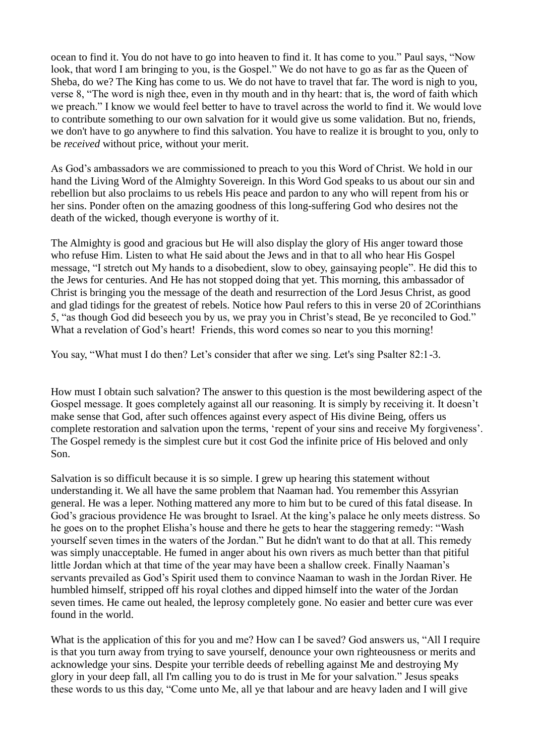ocean to find it. You do not have to go into heaven to find it. It has come to you." Paul says, "Now look, that word I am bringing to you, is the Gospel." We do not have to go as far as the Queen of Sheba, do we? The King has come to us. We do not have to travel that far. The word is nigh to you, verse 8, "The word is nigh thee, even in thy mouth and in thy heart: that is, the word of faith which we preach." I know we would feel better to have to travel across the world to find it. We would love to contribute something to our own salvation for it would give us some validation. But no, friends, we don't have to go anywhere to find this salvation. You have to realize it is brought to you, only to be *received* without price, without your merit.

As God's ambassadors we are commissioned to preach to you this Word of Christ. We hold in our hand the Living Word of the Almighty Sovereign. In this Word God speaks to us about our sin and rebellion but also proclaims to us rebels His peace and pardon to any who will repent from his or her sins. Ponder often on the amazing goodness of this long-suffering God who desires not the death of the wicked, though everyone is worthy of it.

The Almighty is good and gracious but He will also display the glory of His anger toward those who refuse Him. Listen to what He said about the Jews and in that to all who hear His Gospel message, "I stretch out My hands to a disobedient, slow to obey, gainsaying people". He did this to the Jews for centuries. And He has not stopped doing that yet. This morning, this ambassador of Christ is bringing you the message of the death and resurrection of the Lord Jesus Christ, as good and glad tidings for the greatest of rebels. Notice how Paul refers to this in verse 20 of 2Corinthians 5, "as though God did beseech you by us, we pray you in Christ's stead, Be ye reconciled to God." What a revelation of God's heart! Friends, this word comes so near to you this morning!

You say, "What must I do then? Let's consider that after we sing. Let's sing Psalter 82:1-3.

How must I obtain such salvation? The answer to this question is the most bewildering aspect of the Gospel message. It goes completely against all our reasoning. It is simply by receiving it. It doesn't make sense that God, after such offences against every aspect of His divine Being, offers us complete restoration and salvation upon the terms, 'repent of your sins and receive My forgiveness'. The Gospel remedy is the simplest cure but it cost God the infinite price of His beloved and only Son.

Salvation is so difficult because it is so simple. I grew up hearing this statement without understanding it. We all have the same problem that Naaman had. You remember this Assyrian general. He was a leper. Nothing mattered any more to him but to be cured of this fatal disease. In God's gracious providence He was brought to Israel. At the king's palace he only meets distress. So he goes on to the prophet Elisha's house and there he gets to hear the staggering remedy: "Wash yourself seven times in the waters of the Jordan." But he didn't want to do that at all. This remedy was simply unacceptable. He fumed in anger about his own rivers as much better than that pitiful little Jordan which at that time of the year may have been a shallow creek. Finally Naaman's servants prevailed as God's Spirit used them to convince Naaman to wash in the Jordan River. He humbled himself, stripped off his royal clothes and dipped himself into the water of the Jordan seven times. He came out healed, the leprosy completely gone. No easier and better cure was ever found in the world.

What is the application of this for you and me? How can I be saved? God answers us, "All I require is that you turn away from trying to save yourself, denounce your own righteousness or merits and acknowledge your sins. Despite your terrible deeds of rebelling against Me and destroying My glory in your deep fall, all I'm calling you to do is trust in Me for your salvation." Jesus speaks these words to us this day, "Come unto Me, all ye that labour and are heavy laden and I will give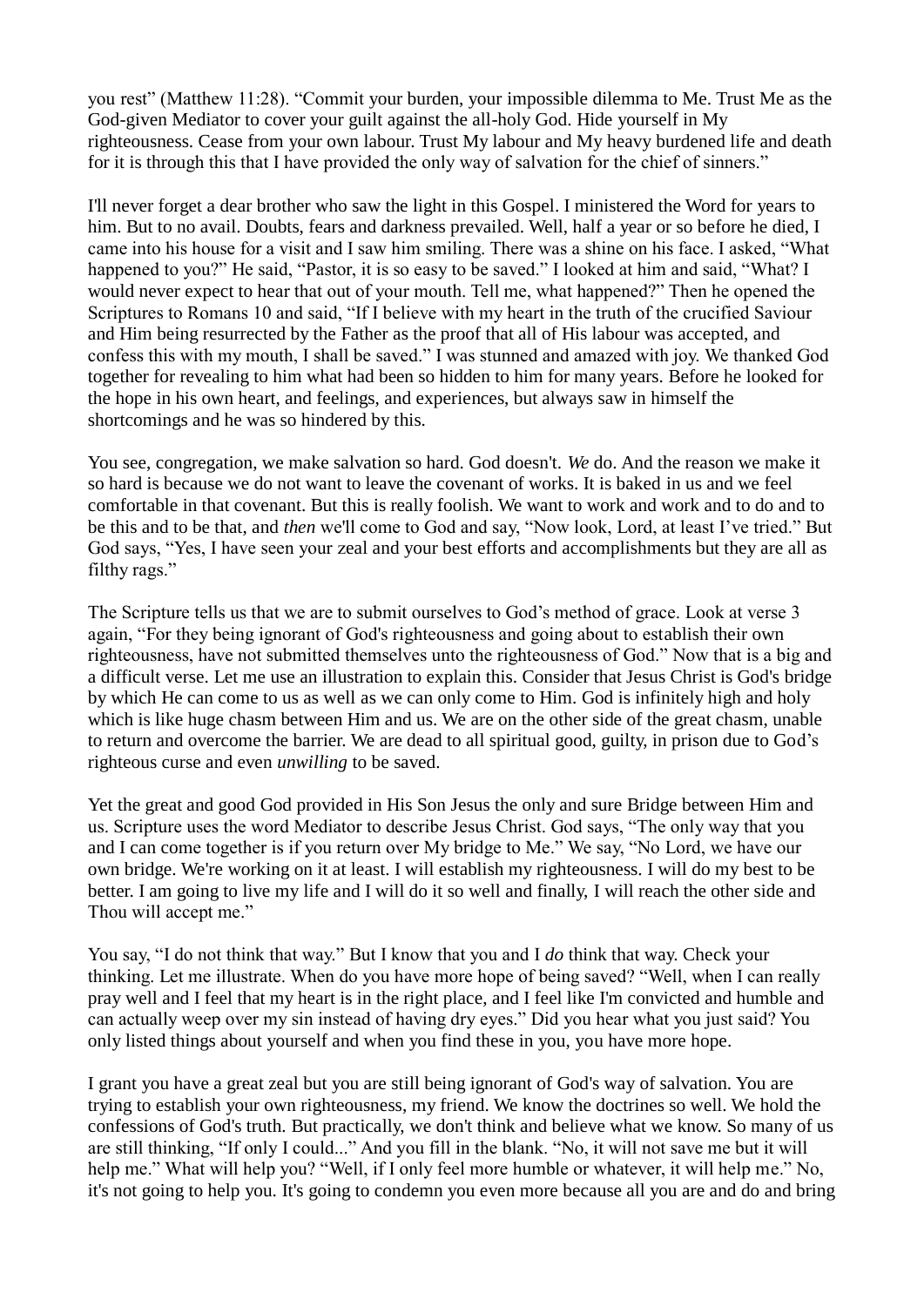you rest" (Matthew 11:28). "Commit your burden, your impossible dilemma to Me. Trust Me as the God-given Mediator to cover your guilt against the all-holy God. Hide yourself in My righteousness. Cease from your own labour. Trust My labour and My heavy burdened life and death for it is through this that I have provided the only way of salvation for the chief of sinners."

I'll never forget a dear brother who saw the light in this Gospel. I ministered the Word for years to him. But to no avail. Doubts, fears and darkness prevailed. Well, half a year or so before he died, I came into his house for a visit and I saw him smiling. There was a shine on his face. I asked, "What happened to you?" He said, "Pastor, it is so easy to be saved." I looked at him and said, "What? I would never expect to hear that out of your mouth. Tell me, what happened?" Then he opened the Scriptures to Romans 10 and said, "If I believe with my heart in the truth of the crucified Saviour and Him being resurrected by the Father as the proof that all of His labour was accepted, and confess this with my mouth, I shall be saved." I was stunned and amazed with joy. We thanked God together for revealing to him what had been so hidden to him for many years. Before he looked for the hope in his own heart, and feelings, and experiences, but always saw in himself the shortcomings and he was so hindered by this.

You see, congregation, we make salvation so hard. God doesn't. *We* do. And the reason we make it so hard is because we do not want to leave the covenant of works. It is baked in us and we feel comfortable in that covenant. But this is really foolish. We want to work and work and to do and to be this and to be that, and *then* we'll come to God and say, "Now look, Lord, at least I've tried." But God says, "Yes, I have seen your zeal and your best efforts and accomplishments but they are all as filthy rags."

The Scripture tells us that we are to submit ourselves to God's method of grace. Look at verse 3 again, "For they being ignorant of God's righteousness and going about to establish their own righteousness, have not submitted themselves unto the righteousness of God." Now that is a big and a difficult verse. Let me use an illustration to explain this. Consider that Jesus Christ is God's bridge by which He can come to us as well as we can only come to Him. God is infinitely high and holy which is like huge chasm between Him and us. We are on the other side of the great chasm, unable to return and overcome the barrier. We are dead to all spiritual good, guilty, in prison due to God's righteous curse and even *unwilling* to be saved.

Yet the great and good God provided in His Son Jesus the only and sure Bridge between Him and us. Scripture uses the word Mediator to describe Jesus Christ. God says, "The only way that you and I can come together is if you return over My bridge to Me." We say, "No Lord, we have our own bridge. We're working on it at least. I will establish my righteousness. I will do my best to be better. I am going to live my life and I will do it so well and finally, I will reach the other side and Thou will accept me."

You say, "I do not think that way." But I know that you and I *do* think that way. Check your thinking. Let me illustrate. When do you have more hope of being saved? "Well, when I can really pray well and I feel that my heart is in the right place, and I feel like I'm convicted and humble and can actually weep over my sin instead of having dry eyes." Did you hear what you just said? You only listed things about yourself and when you find these in you, you have more hope.

I grant you have a great zeal but you are still being ignorant of God's way of salvation. You are trying to establish your own righteousness, my friend. We know the doctrines so well. We hold the confessions of God's truth. But practically, we don't think and believe what we know. So many of us are still thinking, "If only I could..." And you fill in the blank. "No, it will not save me but it will help me." What will help you? "Well, if I only feel more humble or whatever, it will help me." No, it's not going to help you. It's going to condemn you even more because all you are and do and bring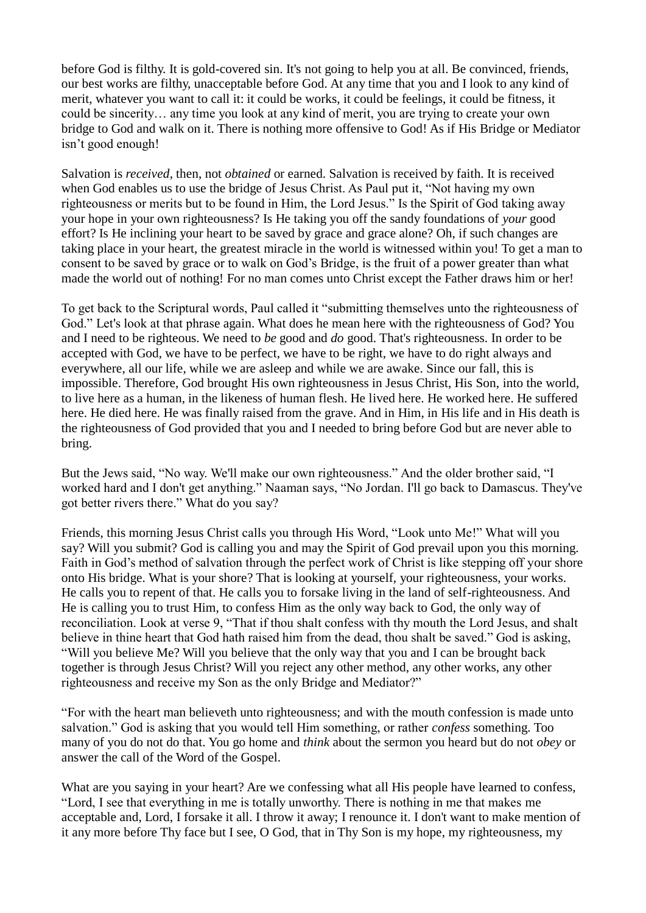before God is filthy. It is gold-covered sin. It's not going to help you at all. Be convinced, friends, our best works are filthy, unacceptable before God. At any time that you and I look to any kind of merit, whatever you want to call it: it could be works, it could be feelings, it could be fitness, it could be sincerity… any time you look at any kind of merit, you are trying to create your own bridge to God and walk on it. There is nothing more offensive to God! As if His Bridge or Mediator isn't good enough!

Salvation is *received*, then, not *obtained* or earned. Salvation is received by faith. It is received when God enables us to use the bridge of Jesus Christ. As Paul put it, "Not having my own righteousness or merits but to be found in Him, the Lord Jesus." Is the Spirit of God taking away your hope in your own righteousness? Is He taking you off the sandy foundations of *your* good effort? Is He inclining your heart to be saved by grace and grace alone? Oh, if such changes are taking place in your heart, the greatest miracle in the world is witnessed within you! To get a man to consent to be saved by grace or to walk on God's Bridge, is the fruit of a power greater than what made the world out of nothing! For no man comes unto Christ except the Father draws him or her!

To get back to the Scriptural words, Paul called it "submitting themselves unto the righteousness of God." Let's look at that phrase again. What does he mean here with the righteousness of God? You and I need to be righteous. We need to *be* good and *do* good. That's righteousness. In order to be accepted with God, we have to be perfect, we have to be right, we have to do right always and everywhere, all our life, while we are asleep and while we are awake. Since our fall, this is impossible. Therefore, God brought His own righteousness in Jesus Christ, His Son, into the world, to live here as a human, in the likeness of human flesh. He lived here. He worked here. He suffered here. He died here. He was finally raised from the grave. And in Him, in His life and in His death is the righteousness of God provided that you and I needed to bring before God but are never able to bring.

But the Jews said, "No way. We'll make our own righteousness." And the older brother said, "I worked hard and I don't get anything." Naaman says, "No Jordan. I'll go back to Damascus. They've got better rivers there." What do you say?

Friends, this morning Jesus Christ calls you through His Word, "Look unto Me!" What will you say? Will you submit? God is calling you and may the Spirit of God prevail upon you this morning. Faith in God's method of salvation through the perfect work of Christ is like stepping off your shore onto His bridge. What is your shore? That is looking at yourself, your righteousness, your works. He calls you to repent of that. He calls you to forsake living in the land of self-righteousness. And He is calling you to trust Him, to confess Him as the only way back to God, the only way of reconciliation. Look at verse 9, "That if thou shalt confess with thy mouth the Lord Jesus, and shalt believe in thine heart that God hath raised him from the dead, thou shalt be saved." God is asking, "Will you believe Me? Will you believe that the only way that you and I can be brought back together is through Jesus Christ? Will you reject any other method, any other works, any other righteousness and receive my Son as the only Bridge and Mediator?"

"For with the heart man believeth unto righteousness; and with the mouth confession is made unto salvation." God is asking that you would tell Him something, or rather *confess* something. Too many of you do not do that. You go home and *think* about the sermon you heard but do not *obey* or answer the call of the Word of the Gospel.

What are you saying in your heart? Are we confessing what all His people have learned to confess, "Lord, I see that everything in me is totally unworthy. There is nothing in me that makes me acceptable and, Lord, I forsake it all. I throw it away; I renounce it. I don't want to make mention of it any more before Thy face but I see, O God, that in Thy Son is my hope, my righteousness, my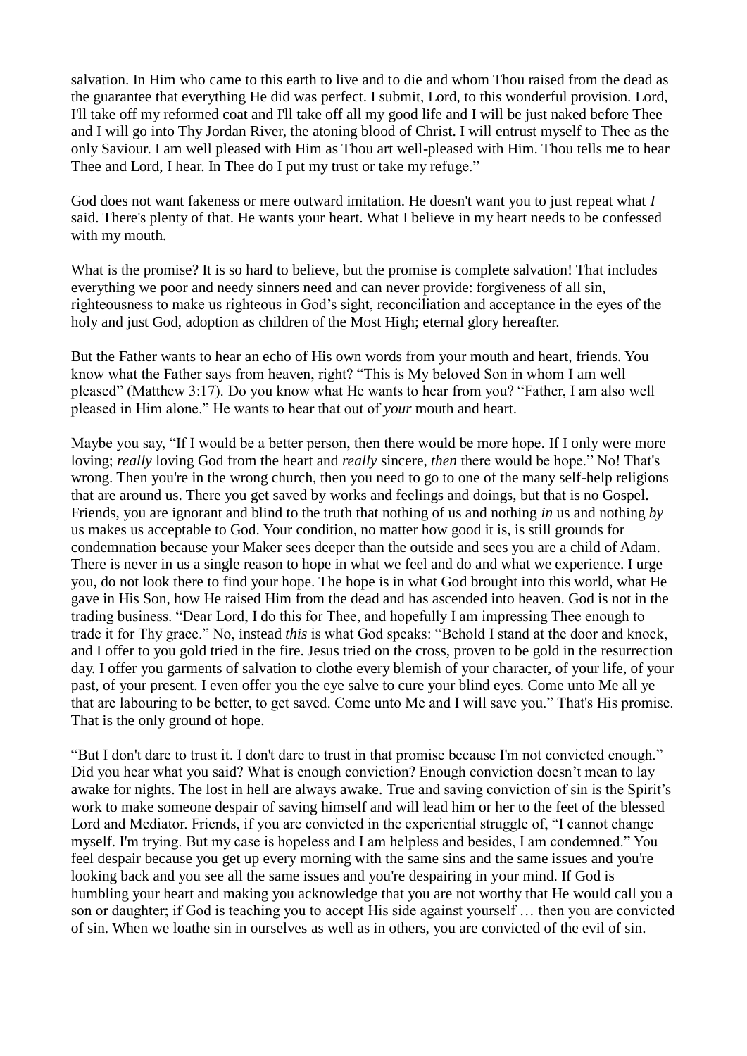salvation. In Him who came to this earth to live and to die and whom Thou raised from the dead as the guarantee that everything He did was perfect. I submit, Lord, to this wonderful provision. Lord, I'll take off my reformed coat and I'll take off all my good life and I will be just naked before Thee and I will go into Thy Jordan River, the atoning blood of Christ. I will entrust myself to Thee as the only Saviour. I am well pleased with Him as Thou art well-pleased with Him. Thou tells me to hear Thee and Lord, I hear. In Thee do I put my trust or take my refuge."

God does not want fakeness or mere outward imitation. He doesn't want you to just repeat what *I* said. There's plenty of that. He wants your heart. What I believe in my heart needs to be confessed with my mouth.

What is the promise? It is so hard to believe, but the promise is complete salvation! That includes everything we poor and needy sinners need and can never provide: forgiveness of all sin, righteousness to make us righteous in God's sight, reconciliation and acceptance in the eyes of the holy and just God, adoption as children of the Most High; eternal glory hereafter.

But the Father wants to hear an echo of His own words from your mouth and heart, friends. You know what the Father says from heaven, right? "This is My beloved Son in whom I am well pleased" (Matthew 3:17). Do you know what He wants to hear from you? "Father, I am also well pleased in Him alone." He wants to hear that out of *your* mouth and heart.

Maybe you say, "If I would be a better person, then there would be more hope. If I only were more loving; *really* loving God from the heart and *really* sincere, *then* there would be hope." No! That's wrong. Then you're in the wrong church, then you need to go to one of the many self-help religions that are around us. There you get saved by works and feelings and doings, but that is no Gospel. Friends, you are ignorant and blind to the truth that nothing of us and nothing *in* us and nothing *by* us makes us acceptable to God. Your condition, no matter how good it is, is still grounds for condemnation because your Maker sees deeper than the outside and sees you are a child of Adam. There is never in us a single reason to hope in what we feel and do and what we experience. I urge you, do not look there to find your hope. The hope is in what God brought into this world, what He gave in His Son, how He raised Him from the dead and has ascended into heaven. God is not in the trading business. "Dear Lord, I do this for Thee, and hopefully I am impressing Thee enough to trade it for Thy grace." No, instead *this* is what God speaks: "Behold I stand at the door and knock, and I offer to you gold tried in the fire. Jesus tried on the cross, proven to be gold in the resurrection day. I offer you garments of salvation to clothe every blemish of your character, of your life, of your past, of your present. I even offer you the eye salve to cure your blind eyes. Come unto Me all ye that are labouring to be better, to get saved. Come unto Me and I will save you." That's His promise. That is the only ground of hope.

"But I don't dare to trust it. I don't dare to trust in that promise because I'm not convicted enough." Did you hear what you said? What is enough conviction? Enough conviction doesn't mean to lay awake for nights. The lost in hell are always awake. True and saving conviction of sin is the Spirit's work to make someone despair of saving himself and will lead him or her to the feet of the blessed Lord and Mediator. Friends, if you are convicted in the experiential struggle of, "I cannot change myself. I'm trying. But my case is hopeless and I am helpless and besides, I am condemned." You feel despair because you get up every morning with the same sins and the same issues and you're looking back and you see all the same issues and you're despairing in your mind. If God is humbling your heart and making you acknowledge that you are not worthy that He would call you a son or daughter; if God is teaching you to accept His side against yourself … then you are convicted of sin. When we loathe sin in ourselves as well as in others, you are convicted of the evil of sin.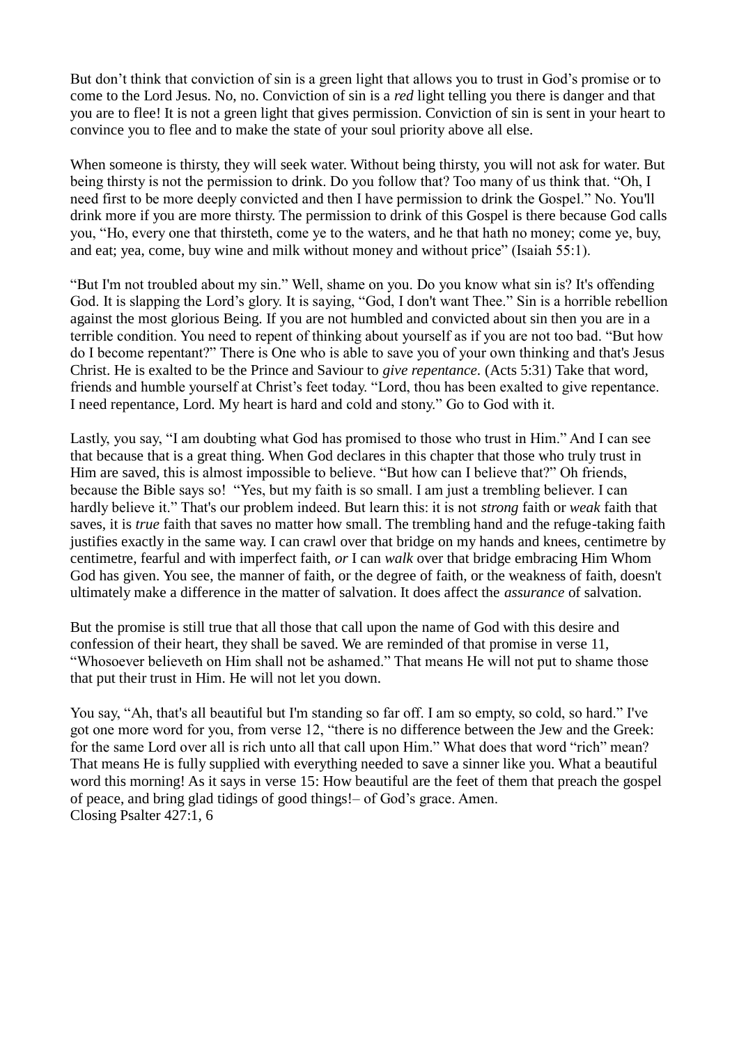But don't think that conviction of sin is a green light that allows you to trust in God's promise or to come to the Lord Jesus. No, no. Conviction of sin is a *red* light telling you there is danger and that you are to flee! It is not a green light that gives permission. Conviction of sin is sent in your heart to convince you to flee and to make the state of your soul priority above all else.

When someone is thirsty, they will seek water. Without being thirsty, you will not ask for water. But being thirsty is not the permission to drink. Do you follow that? Too many of us think that. "Oh, I need first to be more deeply convicted and then I have permission to drink the Gospel." No. You'll drink more if you are more thirsty. The permission to drink of this Gospel is there because God calls you, "Ho, every one that thirsteth, come ye to the waters, and he that hath no money; come ye, buy, and eat; yea, come, buy wine and milk without money and without price" (Isaiah 55:1).

"But I'm not troubled about my sin." Well, shame on you. Do you know what sin is? It's offending God. It is slapping the Lord's glory. It is saying, "God, I don't want Thee." Sin is a horrible rebellion against the most glorious Being. If you are not humbled and convicted about sin then you are in a terrible condition. You need to repent of thinking about yourself as if you are not too bad. "But how do I become repentant?" There is One who is able to save you of your own thinking and that's Jesus Christ. He is exalted to be the Prince and Saviour to *give repentance.* (Acts 5:31) Take that word, friends and humble yourself at Christ's feet today. "Lord, thou has been exalted to give repentance. I need repentance, Lord. My heart is hard and cold and stony." Go to God with it.

Lastly, you say, "I am doubting what God has promised to those who trust in Him." And I can see that because that is a great thing. When God declares in this chapter that those who truly trust in Him are saved, this is almost impossible to believe. "But how can I believe that?" Oh friends, because the Bible says so! "Yes, but my faith is so small. I am just a trembling believer. I can hardly believe it." That's our problem indeed. But learn this: it is not *strong* faith or *weak* faith that saves, it is *true* faith that saves no matter how small. The trembling hand and the refuge-taking faith justifies exactly in the same way. I can crawl over that bridge on my hands and knees, centimetre by centimetre, fearful and with imperfect faith, *or* I can *walk* over that bridge embracing Him Whom God has given. You see, the manner of faith, or the degree of faith, or the weakness of faith, doesn't ultimately make a difference in the matter of salvation. It does affect the *assurance* of salvation.

But the promise is still true that all those that call upon the name of God with this desire and confession of their heart, they shall be saved. We are reminded of that promise in verse 11, "Whosoever believeth on Him shall not be ashamed." That means He will not put to shame those that put their trust in Him. He will not let you down.

You say, "Ah, that's all beautiful but I'm standing so far off. I am so empty, so cold, so hard." I've got one more word for you, from verse 12, "there is no difference between the Jew and the Greek: for the same Lord over all is rich unto all that call upon Him." What does that word "rich" mean? That means He is fully supplied with everything needed to save a sinner like you. What a beautiful word this morning! As it says in verse 15: How beautiful are the feet of them that preach the gospel of peace, and bring glad tidings of good things!– of God's grace. Amen.
Closing Psalter 427:1, 6